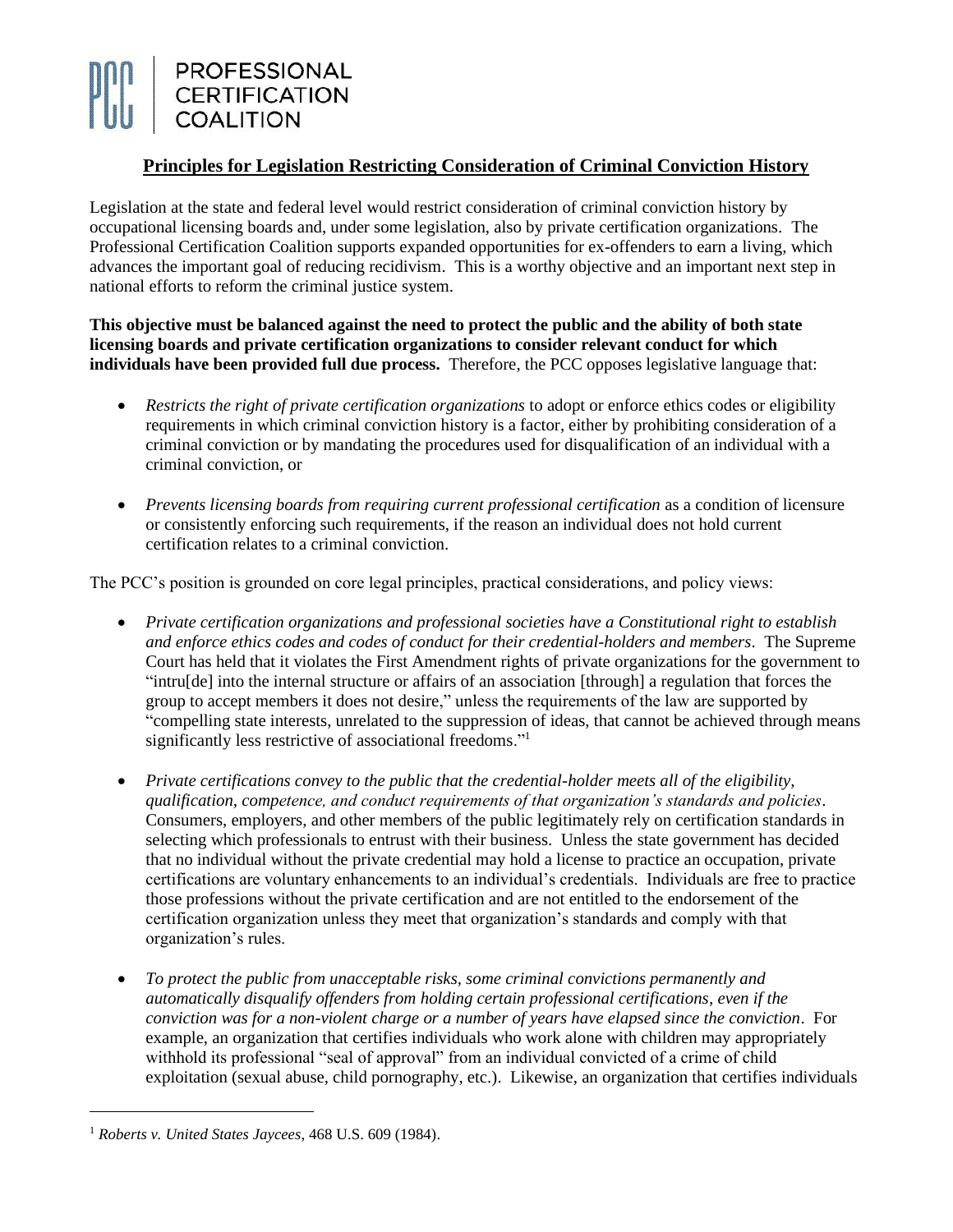PCC | PROFESSIONAL CERTIFICATION COALITION

# Principles for Legislation Restricting Consideration of Criminal Conviction History

Legislation at the state and federal level would restrict consideration of criminal conviction history by occupational licensing boards and, under some legislation, also by private certification organizations. The Professional Certification Coalition supports expanded opportunities for ex-offenders to earn a living, which advances the important goal of reducing recidivism. This is a worthy objective and an important next step in national efforts to reform the criminal justice system.

**This objective must be balanced against the need to protect the public and the ability of both state licensing boards and private certification organizations to consider relevant conduct for which individuals have been provided full due process.** Therefore, the PCC opposes legislative language that:

- *Restricts the right of private certification organizations* to adopt or enforce ethics codes or eligibility requirements in which criminal conviction history is a factor, either by prohibiting consideration of a criminal conviction or by mandating the procedures used for disqualification of an individual with a criminal conviction, or
- *Prevents licensing boards from requiring current professional certification* as a condition of licensure or consistently enforcing such requirements, if the reason an individual does not hold current certification relates to a criminal conviction.

The PCC's position is grounded on core legal principles, practical considerations, and policy views:

- *Private certification organizations and professional societies have a Constitutional right to establish and enforce ethics codes and codes of conduct for their credential-holders and members*. The Supreme Court has held that it violates the First Amendment rights of private organizations for the government to "intru[de] into the internal structure or affairs of an association [through] a regulation that forces the group to accept members it does not desire," unless the requirements of the law are supported by "compelling state interests, unrelated to the suppression of ideas, that cannot be achieved through means significantly less restrictive of associational freedoms."[1]
- *Private certifications convey to the public that the credential-holder meets all of the eligibility, qualification, competence, and conduct requirements of that organization's standards and policies*. Consumers, employers, and other members of the public legitimately rely on certification standards in selecting which professionals to entrust with their business. Unless the state government has decided that no individual without the private credential may hold a license to practice an occupation, private certifications are voluntary enhancements to an individual's credentials. Individuals are free to practice those professions without the private certification and are not entitled to the endorsement of the certification organization unless they meet that organization's standards and comply with that organization's rules.
- *To protect the public from unacceptable risks, some criminal convictions permanently and automatically disqualify offenders from holding certain professional certifications, even if the conviction was for a non-violent charge or a number of years have elapsed since the conviction*. For example, an organization that certifies individuals who work alone with children may appropriately withhold its professional "seal of approval" from an individual convicted of a crime of child exploitation (sexual abuse, child pornography, etc.). Likewise, an organization that certifies individuals

[1] *Roberts v. United States Jaycees*, 468 U.S. 609 (1984).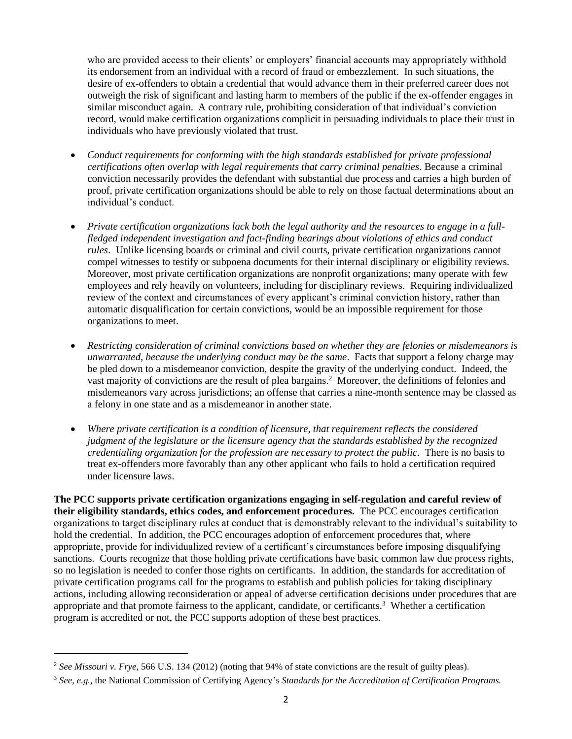who are provided access to their clients' or employers' financial accounts may appropriately withhold its endorsement from an individual with a record of fraud or embezzlement. In such situations, the desire of ex-offenders to obtain a credential that would advance them in their preferred career does not outweigh the risk of significant and lasting harm to members of the public if the ex-offender engages in similar misconduct again. A contrary rule, prohibiting consideration of that individual's conviction record, would make certification organizations complicit in persuading individuals to place their trust in individuals who have previously violated that trust.

- *Conduct requirements for conforming with the high standards established for private professional certifications often overlap with legal requirements that carry criminal penalties*. Because a criminal conviction necessarily provides the defendant with substantial due process and carries a high burden of proof, private certification organizations should be able to rely on those factual determinations about an individual's conduct.
- *Private certification organizations lack both the legal authority and the resources to engage in a full-fledged independent investigation and fact-finding hearings about violations of ethics and conduct rules*. Unlike licensing boards or criminal and civil courts, private certification organizations cannot compel witnesses to testify or subpoena documents for their internal disciplinary or eligibility reviews. Moreover, most private certification organizations are nonprofit organizations; many operate with few employees and rely heavily on volunteers, including for disciplinary reviews. Requiring individualized review of the context and circumstances of every applicant's criminal conviction history, rather than automatic disqualification for certain convictions, would be an impossible requirement for those organizations to meet.
- *Restricting consideration of criminal convictions based on whether they are felonies or misdemeanors is unwarranted, because the underlying conduct may be the same*. Facts that support a felony charge may be pled down to a misdemeanor conviction, despite the gravity of the underlying conduct. Indeed, the vast majority of convictions are the result of plea bargains.[2] Moreover, the definitions of felonies and misdemeanors vary across jurisdictions; an offense that carries a nine-month sentence may be classed as a felony in one state and as a misdemeanor in another state.
- *Where private certification is a condition of licensure, that requirement reflects the considered judgment of the legislature or the licensure agency that the standards established by the recognized credentialing organization for the profession are necessary to protect the public*. There is no basis to treat ex-offenders more favorably than any other applicant who fails to hold a certification required under licensure laws.

**The PCC supports private certification organizations engaging in self-regulation and careful review of their eligibility standards, ethics codes, and enforcement procedures.** The PCC encourages certification organizations to target disciplinary rules at conduct that is demonstrably relevant to the individual's suitability to hold the credential. In addition, the PCC encourages adoption of enforcement procedures that, where appropriate, provide for individualized review of a certificant's circumstances before imposing disqualifying sanctions. Courts recognize that those holding private certifications have basic common law due process rights, so no legislation is needed to confer those rights on certificants. In addition, the standards for accreditation of private certification programs call for the programs to establish and publish policies for taking disciplinary actions, including allowing reconsideration or appeal of adverse certification decisions under procedures that are appropriate and that promote fairness to the applicant, candidate, or certificants.[3] Whether a certification program is accredited or not, the PCC supports adoption of these best practices.

---

[2] *See Missouri v. Frye*, 566 U.S. 134 (2012) (noting that 94% of state convictions are the result of guilty pleas).

[3] *See*, *e.g.*, the National Commission of Certifying Agency's *Standards for the Accreditation of Certification Programs.*